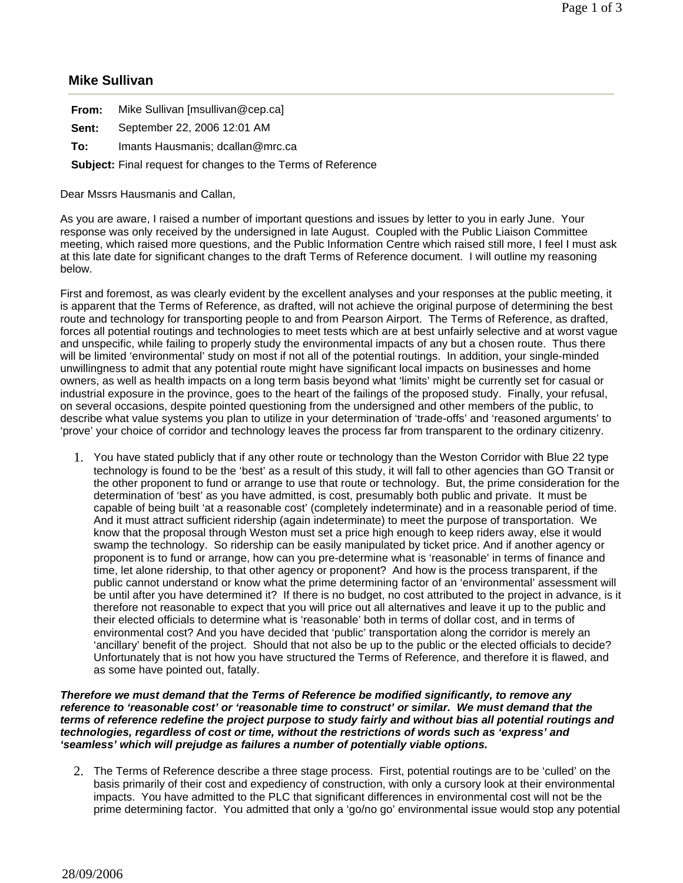## Mike Sullivan

**From:** Mike Sullivan [msullivan@cep.ca]

**Sent:** September 22, 2006 12:01 AM

**To:** Imants Hausmanis; dcallan@mrc.ca

**Subject:** Final request for changes to the Terms of Reference

Dear Mssrs Hausmanis and Callan,

As you are aware, I raised a number of important questions and issues by letter to you in early June. Your response was only received by the undersigned in late August. Coupled with the Public Liaison Committee meeting, which raised more questions, and the Public Information Centre which raised still more, I feel I must ask at this late date for significant changes to the draft Terms of Reference document. I will outline my reasoning below.

First and foremost, as was clearly evident by the excellent analyses and your responses at the public meeting, it is apparent that the Terms of Reference, as drafted, will not achieve the original purpose of determining the best route and technology for transporting people to and from Pearson Airport. The Terms of Reference, as drafted, forces all potential routings and technologies to meet tests which are at best unfairly selective and at worst vague and unspecific, while failing to properly study the environmental impacts of any but a chosen route. Thus there will be limited 'environmental' study on most if not all of the potential routings. In addition, your single-minded unwillingness to admit that any potential route might have significant local impacts on businesses and home owners, as well as health impacts on a long term basis beyond what 'limits' might be currently set for casual or industrial exposure in the province, goes to the heart of the failings of the proposed study. Finally, your refusal, on several occasions, despite pointed questioning from the undersigned and other members of the public, to describe what value systems you plan to utilize in your determination of 'trade-offs' and 'reasoned arguments' to 'prove' your choice of corridor and technology leaves the process far from transparent to the ordinary citizenry.

1. You have stated publicly that if any other route or technology than the Weston Corridor with Blue 22 type technology is found to be the 'best' as a result of this study, it will fall to other agencies than GO Transit or the other proponent to fund or arrange to use that route or technology. But, the prime consideration for the determination of 'best' as you have admitted, is cost, presumably both public and private. It must be capable of being built 'at a reasonable cost' (completely indeterminate) and in a reasonable period of time. And it must attract sufficient ridership (again indeterminate) to meet the purpose of transportation. We know that the proposal through Weston must set a price high enough to keep riders away, else it would swamp the technology. So ridership can be easily manipulated by ticket price. And if another agency or proponent is to fund or arrange, how can you pre-determine what is 'reasonable' in terms of finance and time, let alone ridership, to that other agency or proponent? And how is the process transparent, if the public cannot understand or know what the prime determining factor of an 'environmental' assessment will be until after you have determined it? If there is no budget, no cost attributed to the project in advance, is it therefore not reasonable to expect that you will price out all alternatives and leave it up to the public and their elected officials to determine what is 'reasonable' both in terms of dollar cost, and in terms of environmental cost? And you have decided that 'public' transportation along the corridor is merely an 'ancillary' benefit of the project. Should that not also be up to the public or the elected officials to decide? Unfortunately that is not how you have structured the Terms of Reference, and therefore it is flawed, and as some have pointed out, fatally.

***Therefore we must demand that the Terms of Reference be modified significantly, to remove any reference to 'reasonable cost' or 'reasonable time to construct' or similar. We must demand that the terms of reference redefine the project purpose to study fairly and without bias all potential routings and technologies, regardless of cost or time, without the restrictions of words such as 'express' and 'seamless' which will prejudge as failures a number of potentially viable options.***

2. The Terms of Reference describe a three stage process. First, potential routings are to be 'culled' on the basis primarily of their cost and expediency of construction, with only a cursory look at their environmental impacts. You have admitted to the PLC that significant differences in environmental cost will not be the prime determining factor. You admitted that only a 'go/no go' environmental issue would stop any potential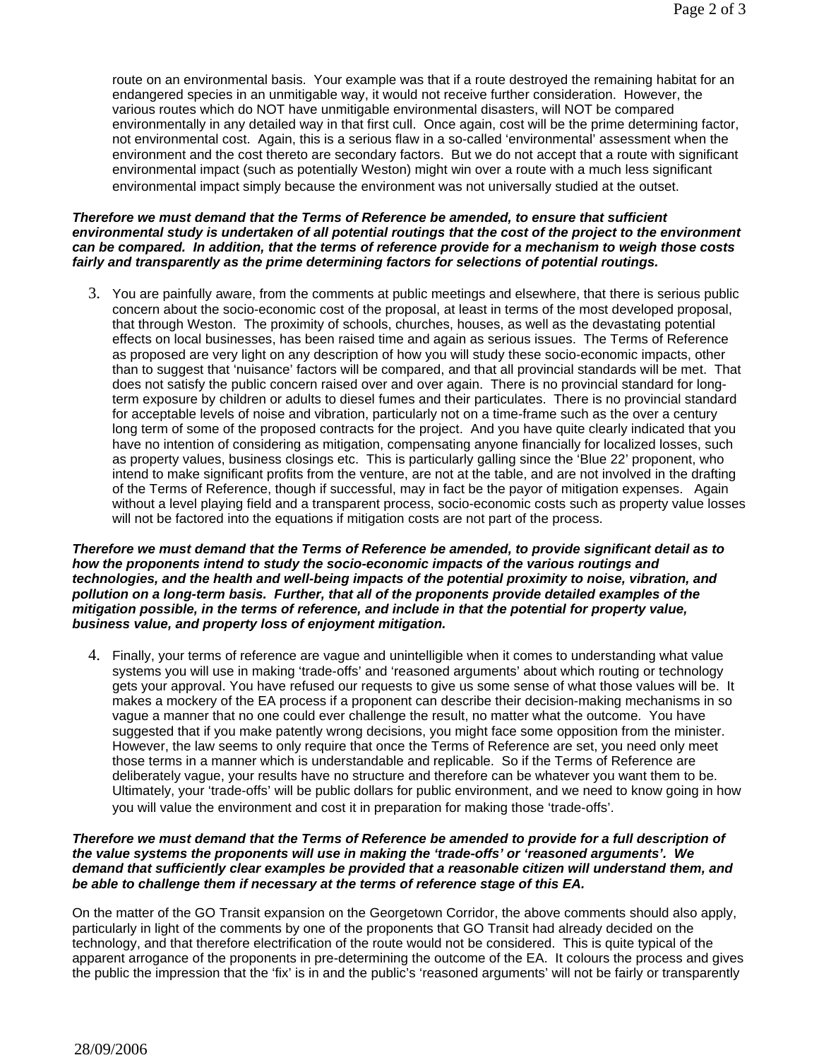route on an environmental basis. Your example was that if a route destroyed the remaining habitat for an endangered species in an unmitigable way, it would not receive further consideration. However, the various routes which do NOT have unmitigable environmental disasters, will NOT be compared environmentally in any detailed way in that first cull. Once again, cost will be the prime determining factor, not environmental cost. Again, this is a serious flaw in a so-called 'environmental' assessment when the environment and the cost thereto are secondary factors. But we do not accept that a route with significant environmental impact (such as potentially Weston) might win over a route with a much less significant environmental impact simply because the environment was not universally studied at the outset.

***Therefore we must demand that the Terms of Reference be amended, to ensure that sufficient environmental study is undertaken of all potential routings that the cost of the project to the environment can be compared. In addition, that the terms of reference provide for a mechanism to weigh those costs fairly and transparently as the prime determining factors for selections of potential routings.***

3. You are painfully aware, from the comments at public meetings and elsewhere, that there is serious public concern about the socio-economic cost of the proposal, at least in terms of the most developed proposal, that through Weston. The proximity of schools, churches, houses, as well as the devastating potential effects on local businesses, has been raised time and again as serious issues. The Terms of Reference as proposed are very light on any description of how you will study these socio-economic impacts, other than to suggest that 'nuisance' factors will be compared, and that all provincial standards will be met. That does not satisfy the public concern raised over and over again. There is no provincial standard for long-term exposure by children or adults to diesel fumes and their particulates. There is no provincial standard for acceptable levels of noise and vibration, particularly not on a time-frame such as the over a century long term of some of the proposed contracts for the project. And you have quite clearly indicated that you have no intention of considering as mitigation, compensating anyone financially for localized losses, such as property values, business closings etc. This is particularly galling since the 'Blue 22' proponent, who intend to make significant profits from the venture, are not at the table, and are not involved in the drafting of the Terms of Reference, though if successful, may in fact be the payor of mitigation expenses. Again without a level playing field and a transparent process, socio-economic costs such as property value losses will not be factored into the equations if mitigation costs are not part of the process.

***Therefore we must demand that the Terms of Reference be amended, to provide significant detail as to how the proponents intend to study the socio-economic impacts of the various routings and technologies, and the health and well-being impacts of the potential proximity to noise, vibration, and pollution on a long-term basis. Further, that all of the proponents provide detailed examples of the mitigation possible, in the terms of reference, and include in that the potential for property value, business value, and property loss of enjoyment mitigation.***

4. Finally, your terms of reference are vague and unintelligible when it comes to understanding what value systems you will use in making 'trade-offs' and 'reasoned arguments' about which routing or technology gets your approval. You have refused our requests to give us some sense of what those values will be. It makes a mockery of the EA process if a proponent can describe their decision-making mechanisms in so vague a manner that no one could ever challenge the result, no matter what the outcome. You have suggested that if you make patently wrong decisions, you might face some opposition from the minister. However, the law seems to only require that once the Terms of Reference are set, you need only meet those terms in a manner which is understandable and replicable. So if the Terms of Reference are deliberately vague, your results have no structure and therefore can be whatever you want them to be. Ultimately, your 'trade-offs' will be public dollars for public environment, and we need to know going in how you will value the environment and cost it in preparation for making those 'trade-offs'.

***Therefore we must demand that the Terms of Reference be amended to provide for a full description of the value systems the proponents will use in making the 'trade-offs' or 'reasoned arguments'. We demand that sufficiently clear examples be provided that a reasonable citizen will understand them, and be able to challenge them if necessary at the terms of reference stage of this EA.***

On the matter of the GO Transit expansion on the Georgetown Corridor, the above comments should also apply, particularly in light of the comments by one of the proponents that GO Transit had already decided on the technology, and that therefore electrification of the route would not be considered. This is quite typical of the apparent arrogance of the proponents in pre-determining the outcome of the EA. It colours the process and gives the public the impression that the 'fix' is in and the public's 'reasoned arguments' will not be fairly or transparently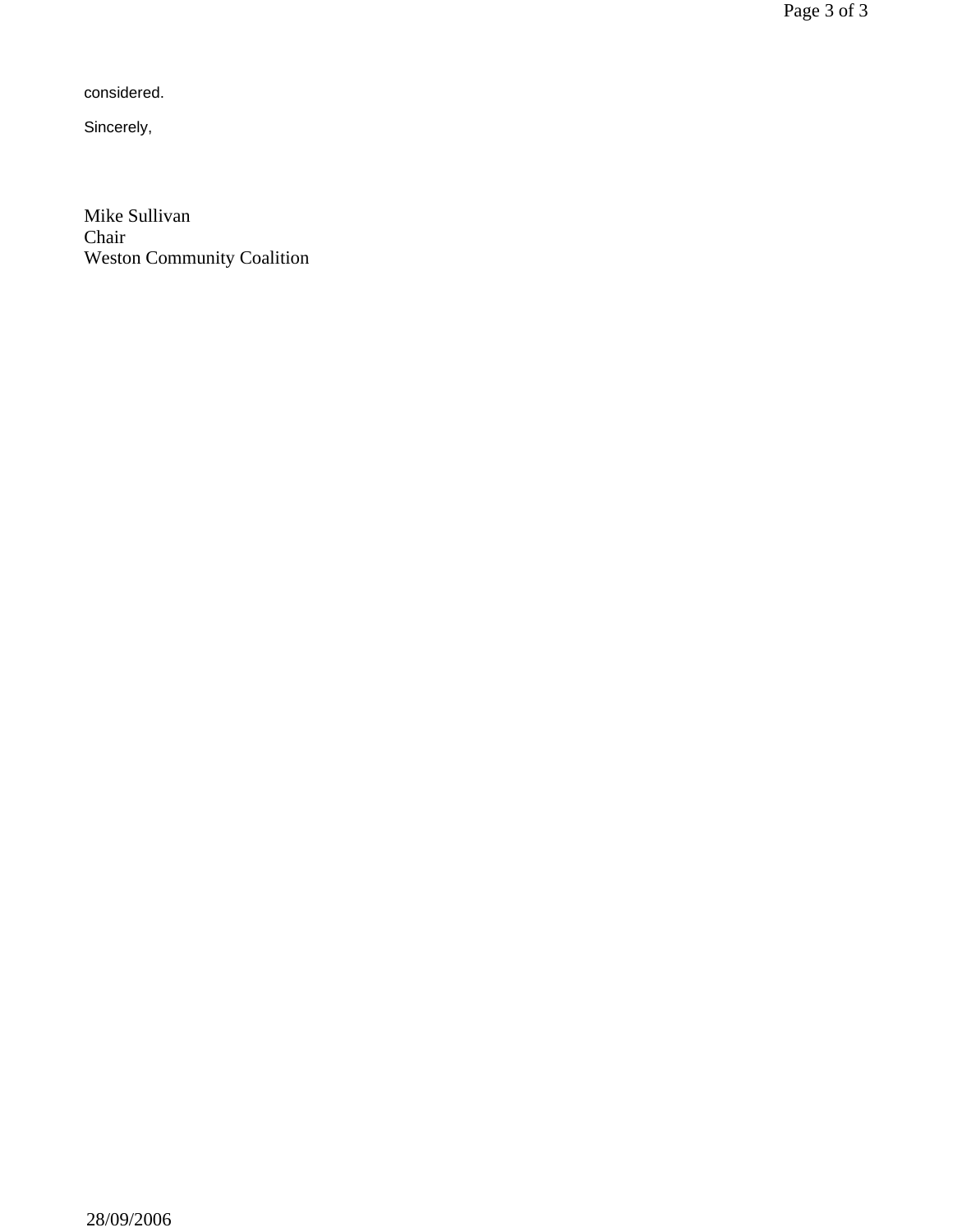considered.

Sincerely,

Mike Sullivan
Chair
Weston Community Coalition